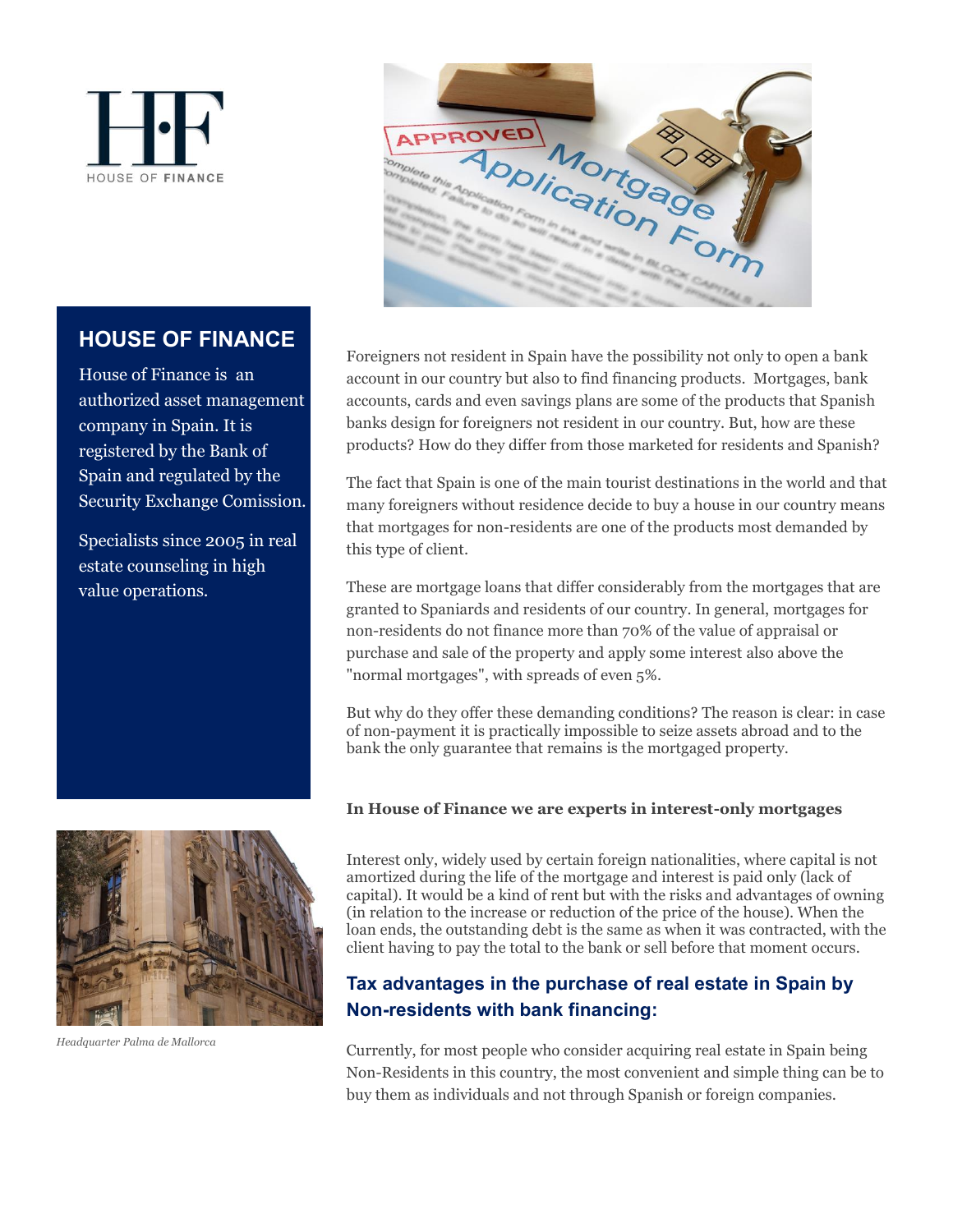HOUSE OF FINANCE

## HOUSE OF FINANCE

House of Finance is an authorized asset management company in Spain. It is registered by the Bank of Spain and regulated by the Security Exchange Comission.

Specialists since 2005 in real estate counseling in high value operations.

*Headquarter Palma de Mallorca*

Foreigners not resident in Spain have the possibility not only to open a bank account in our country but also to find financing products. Mortgages, bank accounts, cards and even savings plans are some of the products that Spanish banks design for foreigners not resident in our country. But, how are these products? How do they differ from those marketed for residents and Spanish?

The fact that Spain is one of the main tourist destinations in the world and that many foreigners without residence decide to buy a house in our country means that mortgages for non-residents are one of the products most demanded by this type of client.

These are mortgage loans that differ considerably from the mortgages that are granted to Spaniards and residents of our country. In general, mortgages for non-residents do not finance more than 70% of the value of appraisal or purchase and sale of the property and apply some interest also above the "normal mortgages", with spreads of even 5%.

But why do they offer these demanding conditions? The reason is clear: in case of non-payment it is practically impossible to seize assets abroad and to the bank the only guarantee that remains is the mortgaged property.

**In House of Finance we are experts in interest-only mortgages**

Interest only, widely used by certain foreign nationalities, where capital is not amortized during the life of the mortgage and interest is paid only (lack of capital). It would be a kind of rent but with the risks and advantages of owning (in relation to the increase or reduction of the price of the house). When the loan ends, the outstanding debt is the same as when it was contracted, with the client having to pay the total to the bank or sell before that moment occurs.

### Tax advantages in the purchase of real estate in Spain by Non-residents with bank financing:

Currently, for most people who consider acquiring real estate in Spain being Non-Residents in this country, the most convenient and simple thing can be to buy them as individuals and not through Spanish or foreign companies.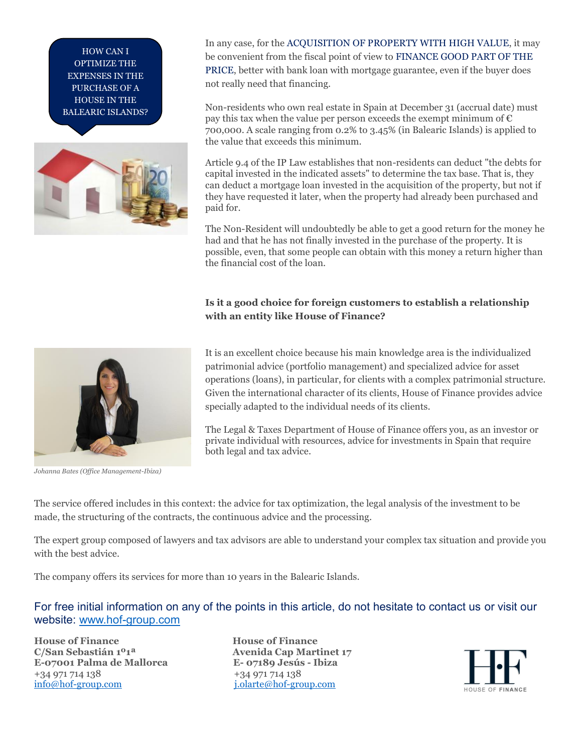HOW CAN I OPTIMIZE THE EXPENSES IN THE PURCHASE OF A HOUSE IN THE BALEARIC ISLANDS?

In any case, for the ACQUISITION OF PROPERTY WITH HIGH VALUE, it may be convenient from the fiscal point of view to FINANCE GOOD PART OF THE PRICE, better with bank loan with mortgage guarantee, even if the buyer does not really need that financing.

Non-residents who own real estate in Spain at December 31 (accrual date) must pay this tax when the value per person exceeds the exempt minimum of € 700,000. A scale ranging from 0.2% to 3.45% (in Balearic Islands) is applied to the value that exceeds this minimum.

Article 9.4 of the IP Law establishes that non-residents can deduct "the debts for capital invested in the indicated assets" to determine the tax base. That is, they can deduct a mortgage loan invested in the acquisition of the property, but not if they have requested it later, when the property had already been purchased and paid for.

The Non-Resident will undoubtedly be able to get a good return for the money he had and that he has not finally invested in the purchase of the property. It is possible, even, that some people can obtain with this money a return higher than the financial cost of the loan.

**Is it a good choice for foreign customers to establish a relationship with an entity like House of Finance?**

It is an excellent choice because his main knowledge area is the individualized patrimonial advice (portfolio management) and specialized advice for asset operations (loans), in particular, for clients with a complex patrimonial structure. Given the international character of its clients, House of Finance provides advice specially adapted to the individual needs of its clients.

The Legal & Taxes Department of House of Finance offers you, as an investor or private individual with resources, advice for investments in Spain that require both legal and tax advice.

*Johanna Bates (Office Management-Ibiza)*

The service offered includes in this context: the advice for tax optimization, the legal analysis of the investment to be made, the structuring of the contracts, the continuous advice and the processing.

The expert group composed of lawyers and tax advisors are able to understand your complex tax situation and provide you with the best advice.

The company offers its services for more than 10 years in the Balearic Islands.

For free initial information on any of the points in this article, do not hesitate to contact us or visit our website: www.hof-group.com

**House of Finance**
**C/San Sebastián 1º1ª**
**E-07001 Palma de Mallorca**
+34 971 714 138
info@hof-group.com

**House of Finance**
**Avenida Cap Martinet 17**
**E- 07189 Jesús - Ibiza**
+34 971 714 138
j.olarte@hof-group.com

HOUSE OF FINANCE